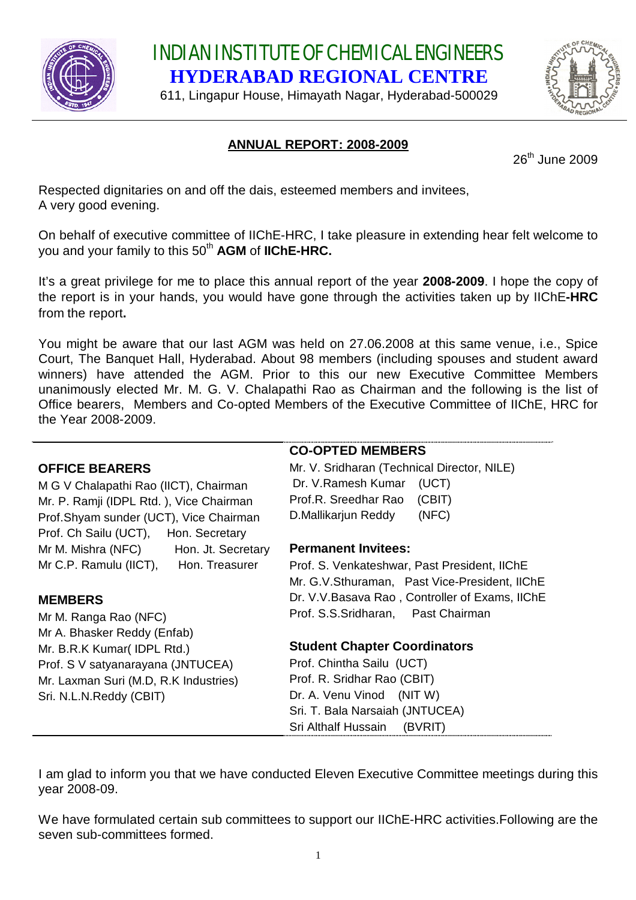# INDIAN INSTITUTE OF CHEMICAL ENGINEERS

## HYDERABAD REGIONAL CENTRE

611, Lingapur House, Himayath Nagar, Hyderabad-500029

**ANNUAL REPORT: 2008-2009**

26th June 2009

Respected dignitaries on and off the dais, esteemed members and invitees,
A very good evening.

On behalf of executive committee of IIChE-HRC, I take pleasure in extending hear felt welcome to you and your family to this 50th **AGM** of **IIChE-HRC.**

It's a great privilege for me to place this annual report of the year **2008-2009**. I hope the copy of the report is in your hands, you would have gone through the activities taken up by IIChE**-HRC** from the report**.**

You might be aware that our last AGM was held on 27.06.2008 at this same venue, i.e., Spice Court, The Banquet Hall, Hyderabad. About 98 members (including spouses and student award winners) have attended the AGM. Prior to this our new Executive Committee Members unanimously elected Mr. M. G. V. Chalapathi Rao as Chairman and the following is the list of Office bearers, Members and Co-opted Members of the Executive Committee of IIChE, HRC for the Year 2008-2009.

**OFFICE BEARERS**

M G V Chalapathi Rao (IICT), Chairman
Mr. P. Ramji (IDPL Rtd. ), Vice Chairman
Prof.Shyam sunder (UCT), Vice Chairman
Prof. Ch Sailu (UCT), Hon. Secretary
Mr M. Mishra (NFC) Hon. Jt. Secretary
Mr C.P. Ramulu (IICT), Hon. Treasurer

**MEMBERS**

Mr M. Ranga Rao (NFC)
Mr A. Bhasker Reddy (Enfab)
Mr. B.R.K Kumar( IDPL Rtd.)
Prof. S V satyanarayana (JNTUCEA)
Mr. Laxman Suri (M.D, R.K Industries)
Sri. N.L.N.Reddy (CBIT)

**CO-OPTED MEMBERS**

Mr. V. Sridharan (Technical Director, NILE)
Dr. V.Ramesh Kumar (UCT)
Prof.R. Sreedhar Rao (CBIT)
D.Mallikarjun Reddy (NFC)

**Permanent Invitees:**

Prof. S. Venkateshwar, Past President, IIChE
Mr. G.V.Sthuraman, Past Vice-President, IIChE
Dr. V.V.Basava Rao , Controller of Exams, IIChE
Prof. S.S.Sridharan, Past Chairman

**Student Chapter Coordinators**

Prof. Chintha Sailu (UCT)
Prof. R. Sridhar Rao (CBIT)
Dr. A. Venu Vinod (NIT W)
Sri. T. Bala Narsaiah (JNTUCEA)
Sri Althalf Hussain (BVRIT)

I am glad to inform you that we have conducted Eleven Executive Committee meetings during this year 2008-09.

We have formulated certain sub committees to support our IIChE-HRC activities.Following are the seven sub-committees formed.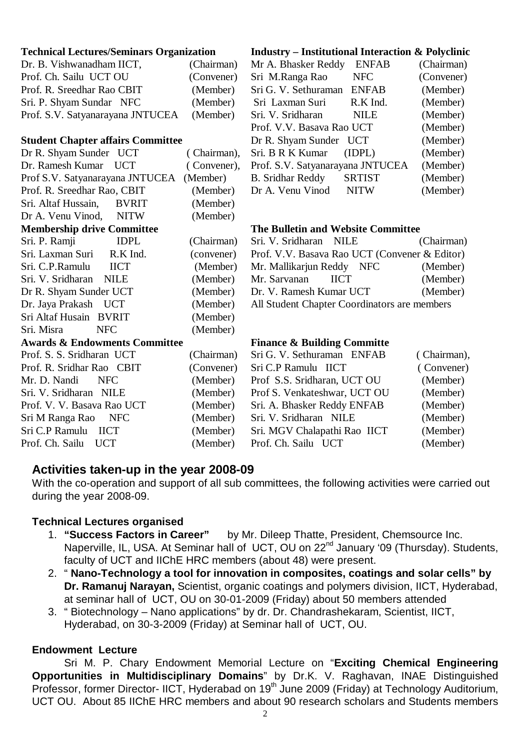### Technical Lectures/Seminars Organization

| | | |
|---|---|---|
| Dr. B. Vishwanadham IICT, | | (Chairman) |
| Prof. Ch. Sailu UCT OU | | (Convener) |
| Prof. R. Sreedhar Rao CBIT | | (Member) |
| Sri. P. Shyam Sundar | NFC | (Member) |
| Prof. S.V. Satyanarayana JNTUCEA | | (Member) |

### Student Chapter affairs Committee

| | | |
|---|---|---|
| Dr R. Shyam Sunder | UCT | ( Chairman), |
| Dr. Ramesh Kumar | UCT | ( Convener), |
| Prof S.V. Satyanarayana JNTUCEA | | (Member) |
| Prof. R. Sreedhar Rao, CBIT | | (Member) |
| Sri. Altaf Hussain, | BVRIT | (Member) |
| Dr A. Venu Vinod, | NITW | (Member) |

### Membership drive Committee

| | | |
|---|---|---|
| Sri. P. Ramji | IDPL | (Chairman) |
| Sri. Laxman Suri | R.K Ind. | (convener) |
| Sri. C.P.Ramulu | IICT | (Member) |
| Sri. V. Sridharan | NILE | (Member) |
| Dr R. Shyam Sunder UCT | | (Member) |
| Dr. Jaya Prakash | UCT | (Member) |
| Sri Altaf Husain | BVRIT | (Member) |
| Sri. Misra | NFC | (Member) |

### Awards & Endowments Committee

| | | |
|---|---|---|
| Prof. S. S. Sridharan UCT | | (Chairman) |
| Prof. R. Sridhar Rao | CBIT | (Convener) |
| Mr. D. Nandi | NFC | (Member) |
| Sri. V. Sridharan | NILE | (Member) |
| Prof. V. V. Basava Rao UCT | | (Member) |
| Sri M Ranga Rao | NFC | (Member) |
| Sri C.P Ramulu | IICT | (Member) |
| Prof. Ch. Sailu | UCT | (Member) |

### Industry – Institutional Interaction & Polyclinic

| | | |
|---|---|---|
| Mr A. Bhasker Reddy | ENFAB | (Chairman) |
| Sri M.Ranga Rao | NFC | (Convener) |
| Sri G. V. Sethuraman | ENFAB | (Member) |
| Sri Laxman Suri | R.K Ind. | (Member) |
| Sri. V. Sridharan | NILE | (Member) |
| Prof. V.V. Basava Rao UCT | | (Member) |
| Dr R. Shyam Sunder | UCT | (Member) |
| Sri. B R K Kumar | (IDPL) | (Member) |
| Prof. S.V. Satyanarayana JNTUCEA | | (Member) |
| B. Sridhar Reddy | SRTIST | (Member) |
| Dr A. Venu Vinod | NITW | (Member) |

### The Bulletin and Website Committee

| | | |
|---|---|---|
| Sri. V. Sridharan | NILE | (Chairman) |
| Prof. V.V. Basava Rao UCT | | (Convener & Editor) |
| Mr. Mallikarjun Reddy | NFC | (Member) |
| Mr. Sarvanan | IICT | (Member) |
| Dr. V. Ramesh Kumar UCT | | (Member) |

All Student Chapter Coordinators are members

### Finance & Building Committe

| | |
|---|---|
| Sri G. V. Sethuraman ENFAB | ( Chairman), |
| Sri C.P Ramulu IICT | ( Convener) |
| Prof S.S. Sridharan, UCT OU | (Member) |
| Prof S. Venkateshwar, UCT OU | (Member) |
| Sri. A. Bhasker Reddy ENFAB | (Member) |
| Sri. V. Sridharan NILE | (Member) |
| Sri. MGV Chalapathi Rao IICT | (Member) |
| Prof. Ch. Sailu UCT | (Member) |

## Activities taken-up in the year 2008-09

With the co-operation and support of all sub committees, the following activities were carried out during the year 2008-09.

### Technical Lectures organised

1. **"Success Factors in Career"** by Mr. Dileep Thatte, President, Chemsource Inc. Naperville, IL, USA. At Seminar hall of UCT, OU on 22nd January '09 (Thursday). Students, faculty of UCT and IIChE HRC members (about 48) were present.
2. " **Nano-Technology a tool for innovation in composites, coatings and solar cells" by Dr. Ramanuj Narayan,** Scientist, organic coatings and polymers division, IICT, Hyderabad, at seminar hall of UCT, OU on 30-01-2009 (Friday) about 50 members attended
3. " Biotechnology – Nano applications" by dr. Dr. Chandrashekaram, Scientist, IICT, Hyderabad, on 30-3-2009 (Friday) at Seminar hall of UCT, OU.

### Endowment Lecture

Sri M. P. Chary Endowment Memorial Lecture on "**Exciting Chemical Engineering Opportunities in Multidisciplinary Domains**" by Dr.K. V. Raghavan, INAE Distinguished Professor, former Director- IICT, Hyderabad on 19th June 2009 (Friday) at Technology Auditorium, UCT OU. About 85 IIChE HRC members and about 90 research scholars and Students members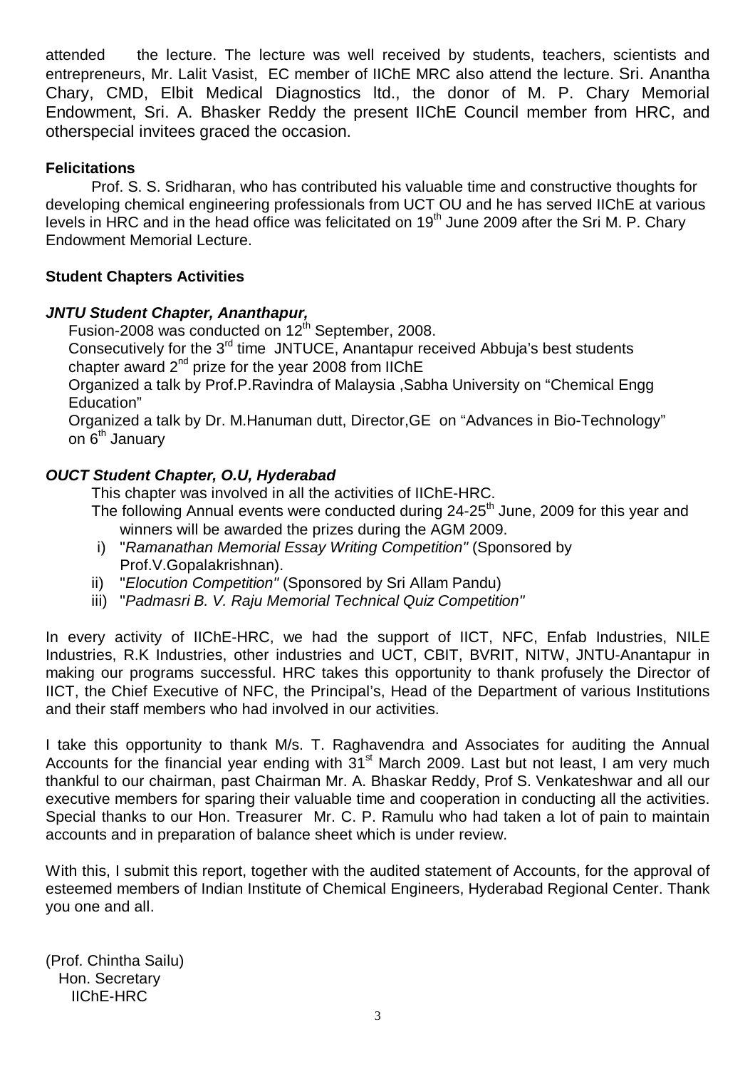attended the lecture. The lecture was well received by students, teachers, scientists and entrepreneurs, Mr. Lalit Vasist, EC member of IIChE MRC also attend the lecture. Sri. Anantha Chary, CMD, Elbit Medical Diagnostics ltd., the donor of M. P. Chary Memorial Endowment, Sri. A. Bhasker Reddy the present IIChE Council member from HRC, and otherspecial invitees graced the occasion.

**Felicitations**

Prof. S. S. Sridharan, who has contributed his valuable time and constructive thoughts for developing chemical engineering professionals from UCT OU and he has served IIChE at various levels in HRC and in the head office was felicitated on 19th June 2009 after the Sri M. P. Chary Endowment Memorial Lecture.

**Student Chapters Activities**

***JNTU Student Chapter, Ananthapur,***

Fusion-2008 was conducted on 12th September, 2008.

Consecutively for the 3rd time JNTUCE, Anantapur received Abbuja's best students chapter award 2nd prize for the year 2008 from IIChE

Organized a talk by Prof.P.Ravindra of Malaysia ,Sabha University on "Chemical Engg Education"

Organized a talk by Dr. M.Hanuman dutt, Director,GE on "Advances in Bio-Technology" on 6th January

***OUCT Student Chapter, O.U, Hyderabad***

This chapter was involved in all the activities of IIChE-HRC.

The following Annual events were conducted during 24-25th June, 2009 for this year and winners will be awarded the prizes during the AGM 2009.

i) "*Ramanathan Memorial Essay Writing Competition"* (Sponsored by Prof.V.Gopalakrishnan).
ii) "*Elocution Competition"* (Sponsored by Sri Allam Pandu)
iii) "*Padmasri B. V. Raju Memorial Technical Quiz Competition"*

In every activity of IIChE-HRC, we had the support of IICT, NFC, Enfab Industries, NILE Industries, R.K Industries, other industries and UCT, CBIT, BVRIT, NITW, JNTU-Anantapur in making our programs successful. HRC takes this opportunity to thank profusely the Director of IICT, the Chief Executive of NFC, the Principal's, Head of the Department of various Institutions and their staff members who had involved in our activities.

I take this opportunity to thank M/s. T. Raghavendra and Associates for auditing the Annual Accounts for the financial year ending with 31st March 2009. Last but not least, I am very much thankful to our chairman, past Chairman Mr. A. Bhaskar Reddy, Prof S. Venkateshwar and all our executive members for sparing their valuable time and cooperation in conducting all the activities. Special thanks to our Hon. Treasurer Mr. C. P. Ramulu who had taken a lot of pain to maintain accounts and in preparation of balance sheet which is under review.

With this, I submit this report, together with the audited statement of Accounts, for the approval of esteemed members of Indian Institute of Chemical Engineers, Hyderabad Regional Center. Thank you one and all.

(Prof. Chintha Sailu)
Hon. Secretary
IIChE-HRC